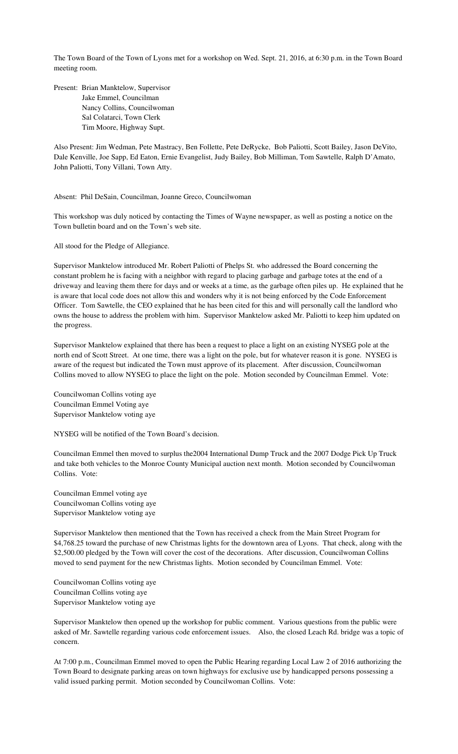The Town Board of the Town of Lyons met for a workshop on Wed. Sept. 21, 2016, at 6:30 p.m. in the Town Board meeting room.

Present: Brian Manktelow, Supervisor
Jake Emmel, Councilman
Nancy Collins, Councilwoman
Sal Colatarci, Town Clerk
Tim Moore, Highway Supt.

Also Present: Jim Wedman, Pete Mastracy, Ben Follette, Pete DeRycke, Bob Paliotti, Scott Bailey, Jason DeVito, Dale Kenville, Joe Sapp, Ed Eaton, Ernie Evangelist, Judy Bailey, Bob Milliman, Tom Sawtelle, Ralph D'Amato, John Paliotti, Tony Villani, Town Atty.

Absent: Phil DeSain, Councilman, Joanne Greco, Councilwoman

This workshop was duly noticed by contacting the Times of Wayne newspaper, as well as posting a notice on the Town bulletin board and on the Town's web site.

All stood for the Pledge of Allegiance.

Supervisor Manktelow introduced Mr. Robert Paliotti of Phelps St. who addressed the Board concerning the constant problem he is facing with a neighbor with regard to placing garbage and garbage totes at the end of a driveway and leaving them there for days and or weeks at a time, as the garbage often piles up. He explained that he is aware that local code does not allow this and wonders why it is not being enforced by the Code Enforcement Officer. Tom Sawtelle, the CEO explained that he has been cited for this and will personally call the landlord who owns the house to address the problem with him. Supervisor Manktelow asked Mr. Paliotti to keep him updated on the progress.

Supervisor Manktelow explained that there has been a request to place a light on an existing NYSEG pole at the north end of Scott Street. At one time, there was a light on the pole, but for whatever reason it is gone. NYSEG is aware of the request but indicated the Town must approve of its placement. After discussion, Councilwoman Collins moved to allow NYSEG to place the light on the pole. Motion seconded by Councilman Emmel. Vote:

Councilwoman Collins voting aye
Councilman Emmel Voting aye
Supervisor Manktelow voting aye

NYSEG will be notified of the Town Board's decision.

Councilman Emmel then moved to surplus the2004 International Dump Truck and the 2007 Dodge Pick Up Truck and take both vehicles to the Monroe County Municipal auction next month. Motion seconded by Councilwoman Collins. Vote:

Councilman Emmel voting aye
Councilwoman Collins voting aye
Supervisor Manktelow voting aye

Supervisor Manktelow then mentioned that the Town has received a check from the Main Street Program for $4,768.25 toward the purchase of new Christmas lights for the downtown area of Lyons. That check, along with the $2,500.00 pledged by the Town will cover the cost of the decorations. After discussion, Councilwoman Collins moved to send payment for the new Christmas lights. Motion seconded by Councilman Emmel. Vote:

Councilwoman Collins voting aye
Councilman Collins voting aye
Supervisor Manktelow voting aye

Supervisor Manktelow then opened up the workshop for public comment. Various questions from the public were asked of Mr. Sawtelle regarding various code enforcement issues. Also, the closed Leach Rd. bridge was a topic of concern.

At 7:00 p.m., Councilman Emmel moved to open the Public Hearing regarding Local Law 2 of 2016 authorizing the Town Board to designate parking areas on town highways for exclusive use by handicapped persons possessing a valid issued parking permit. Motion seconded by Councilwoman Collins. Vote: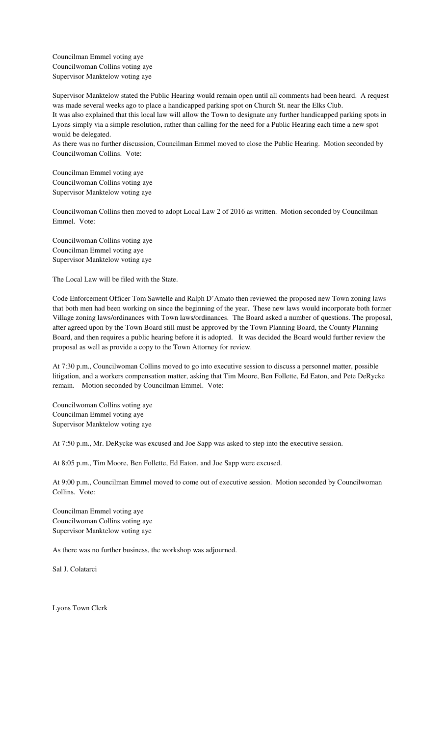Councilman Emmel voting aye
Councilwoman Collins voting aye
Supervisor Manktelow voting aye

Supervisor Manktelow stated the Public Hearing would remain open until all comments had been heard. A request was made several weeks ago to place a handicapped parking spot on Church St. near the Elks Club.
It was also explained that this local law will allow the Town to designate any further handicapped parking spots in Lyons simply via a simple resolution, rather than calling for the need for a Public Hearing each time a new spot would be delegated.
As there was no further discussion, Councilman Emmel moved to close the Public Hearing. Motion seconded by Councilwoman Collins. Vote:

Councilman Emmel voting aye
Councilwoman Collins voting aye
Supervisor Manktelow voting aye

Councilwoman Collins then moved to adopt Local Law 2 of 2016 as written. Motion seconded by Councilman Emmel. Vote:

Councilwoman Collins voting aye
Councilman Emmel voting aye
Supervisor Manktelow voting aye

The Local Law will be filed with the State.

Code Enforcement Officer Tom Sawtelle and Ralph D'Amato then reviewed the proposed new Town zoning laws that both men had been working on since the beginning of the year. These new laws would incorporate both former Village zoning laws/ordinances with Town laws/ordinances. The Board asked a number of questions. The proposal, after agreed upon by the Town Board still must be approved by the Town Planning Board, the County Planning Board, and then requires a public hearing before it is adopted. It was decided the Board would further review the proposal as well as provide a copy to the Town Attorney for review.

At 7:30 p.m., Councilwoman Collins moved to go into executive session to discuss a personnel matter, possible litigation, and a workers compensation matter, asking that Tim Moore, Ben Follette, Ed Eaton, and Pete DeRycke remain. Motion seconded by Councilman Emmel. Vote:

Councilwoman Collins voting aye
Councilman Emmel voting aye
Supervisor Manktelow voting aye

At 7:50 p.m., Mr. DeRycke was excused and Joe Sapp was asked to step into the executive session.

At 8:05 p.m., Tim Moore, Ben Follette, Ed Eaton, and Joe Sapp were excused.

At 9:00 p.m., Councilman Emmel moved to come out of executive session. Motion seconded by Councilwoman Collins. Vote:

Councilman Emmel voting aye
Councilwoman Collins voting aye
Supervisor Manktelow voting aye

As there was no further business, the workshop was adjourned.

Sal J. Colatarci

Lyons Town Clerk